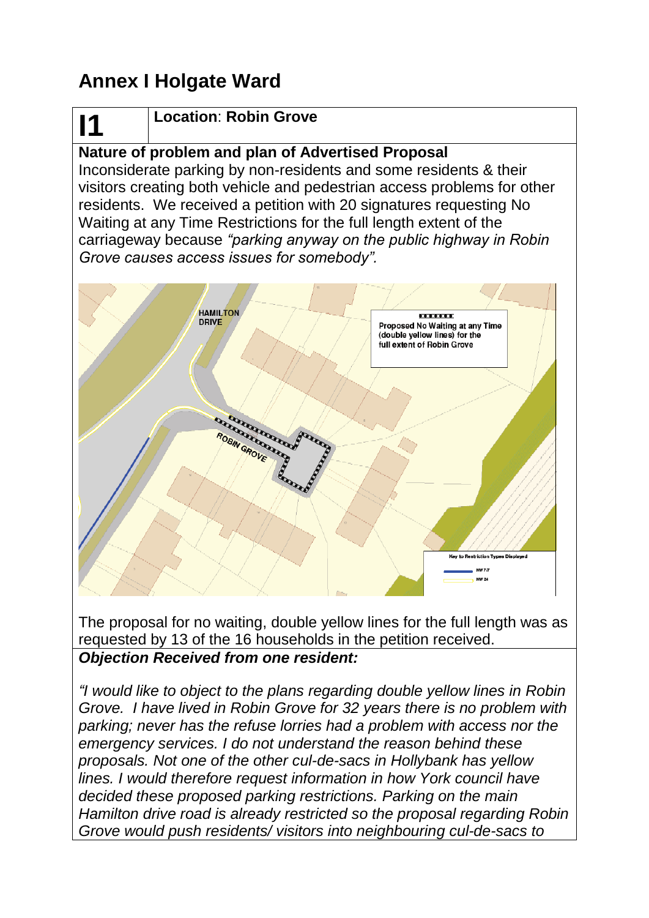# Annex I Holgate Ward

## I1

**Location**: **Robin Grove**

**Nature of problem and plan of Advertised Proposal**

Inconsiderate parking by non-residents and some residents & their visitors creating both vehicle and pedestrian access problems for other residents. We received a petition with 20 signatures requesting No Waiting at any Time Restrictions for the full length extent of the carriageway because *"parking anyway on the public highway in Robin Grove causes access issues for somebody".*

HAMILTON DRIVE

ROBIN GROVE

Proposed No Waiting at any Time (double yellow lines) for the full extent of Robin Grove

Key to Restriction Types Displayed

NW 7/7

NW 24

The proposal for no waiting, double yellow lines for the full length was as requested by 13 of the 16 households in the petition received.

***Objection Received from one resident:***

*"I would like to object to the plans regarding double yellow lines in Robin Grove. I have lived in Robin Grove for 32 years there is no problem with parking; never has the refuse lorries had a problem with access nor the emergency services. I do not understand the reason behind these proposals. Not one of the other cul-de-sacs in Hollybank has yellow lines. I would therefore request information in how York council have decided these proposed parking restrictions. Parking on the main Hamilton drive road is already restricted so the proposal regarding Robin Grove would push residents/ visitors into neighbouring cul-de-sacs to*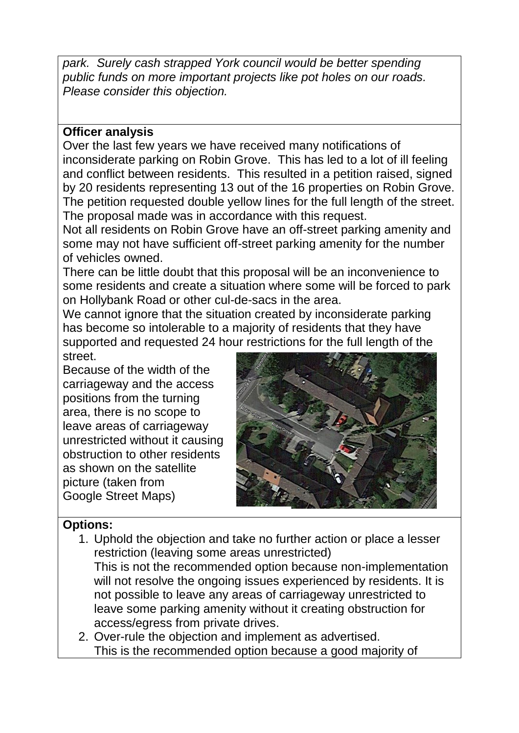*park. Surely cash strapped York council would be better spending public funds on more important projects like pot holes on our roads. Please consider this objection.*

**Officer analysis**

Over the last few years we have received many notifications of inconsiderate parking on Robin Grove. This has led to a lot of ill feeling and conflict between residents. This resulted in a petition raised, signed by 20 residents representing 13 out of the 16 properties on Robin Grove. The petition requested double yellow lines for the full length of the street. The proposal made was in accordance with this request.

Not all residents on Robin Grove have an off-street parking amenity and some may not have sufficient off-street parking amenity for the number of vehicles owned.

There can be little doubt that this proposal will be an inconvenience to some residents and create a situation where some will be forced to park on Hollybank Road or other cul-de-sacs in the area.

We cannot ignore that the situation created by inconsiderate parking has become so intolerable to a majority of residents that they have supported and requested 24 hour restrictions for the full length of the street.

Because of the width of the carriageway and the access positions from the turning area, there is no scope to leave areas of carriageway unrestricted without it causing obstruction to other residents as shown on the satellite picture (taken from Google Street Maps)

**Options:**

1. Uphold the objection and take no further action or place a lesser restriction (leaving some areas unrestricted)
   This is not the recommended option because non-implementation will not resolve the ongoing issues experienced by residents. It is not possible to leave any areas of carriageway unrestricted to leave some parking amenity without it creating obstruction for access/egress from private drives.
2. Over-rule the objection and implement as advertised.
   This is the recommended option because a good majority of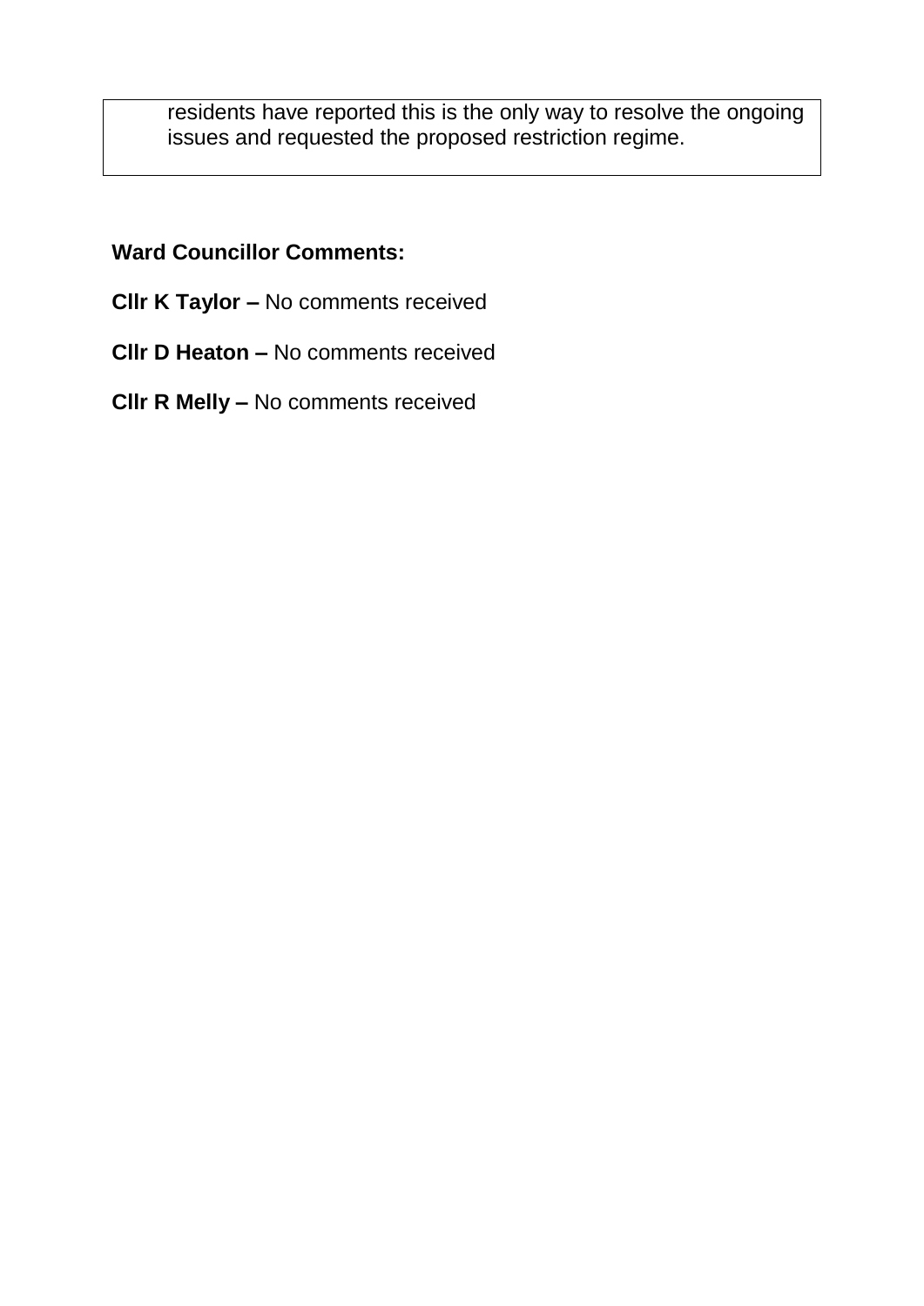residents have reported this is the only way to resolve the ongoing issues and requested the proposed restriction regime.

**Ward Councillor Comments:**

**Cllr K Taylor –** No comments received

**Cllr D Heaton –** No comments received

**Cllr R Melly –** No comments received